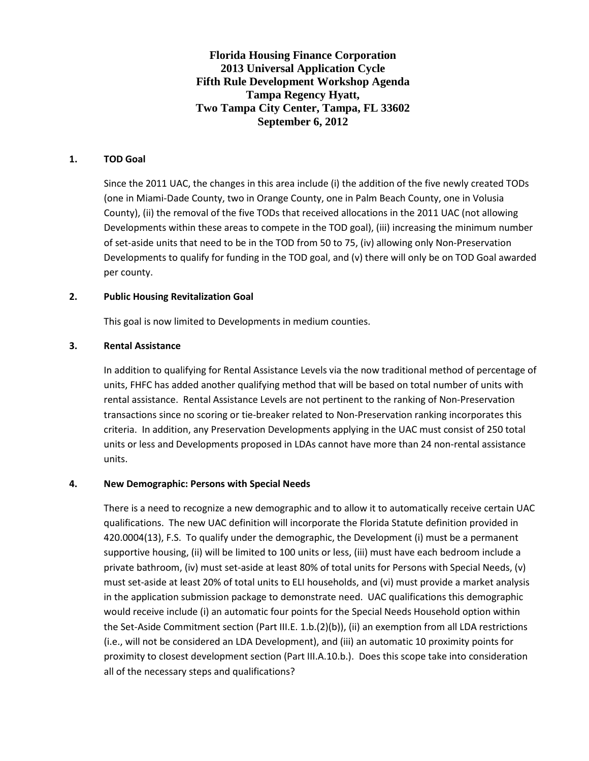# Florida Housing Finance Corporation
# 2013 Universal Application Cycle
# Fifth Rule Development Workshop Agenda
# Tampa Regency Hyatt,
# Two Tampa City Center, Tampa, FL 33602
# September 6, 2012

## 1. TOD Goal

Since the 2011 UAC, the changes in this area include (i) the addition of the five newly created TODs (one in Miami-Dade County, two in Orange County, one in Palm Beach County, one in Volusia County), (ii) the removal of the five TODs that received allocations in the 2011 UAC (not allowing Developments within these areas to compete in the TOD goal), (iii) increasing the minimum number of set-aside units that need to be in the TOD from 50 to 75, (iv) allowing only Non-Preservation Developments to qualify for funding in the TOD goal, and (v) there will only be on TOD Goal awarded per county.

## 2. Public Housing Revitalization Goal

This goal is now limited to Developments in medium counties.

## 3. Rental Assistance

In addition to qualifying for Rental Assistance Levels via the now traditional method of percentage of units, FHFC has added another qualifying method that will be based on total number of units with rental assistance. Rental Assistance Levels are not pertinent to the ranking of Non-Preservation transactions since no scoring or tie-breaker related to Non-Preservation ranking incorporates this criteria. In addition, any Preservation Developments applying in the UAC must consist of 250 total units or less and Developments proposed in LDAs cannot have more than 24 non-rental assistance units.

## 4. New Demographic: Persons with Special Needs

There is a need to recognize a new demographic and to allow it to automatically receive certain UAC qualifications. The new UAC definition will incorporate the Florida Statute definition provided in 420.0004(13), F.S. To qualify under the demographic, the Development (i) must be a permanent supportive housing, (ii) will be limited to 100 units or less, (iii) must have each bedroom include a private bathroom, (iv) must set-aside at least 80% of total units for Persons with Special Needs, (v) must set-aside at least 20% of total units to ELI households, and (vi) must provide a market analysis in the application submission package to demonstrate need. UAC qualifications this demographic would receive include (i) an automatic four points for the Special Needs Household option within the Set-Aside Commitment section (Part III.E. 1.b.(2)(b)), (ii) an exemption from all LDA restrictions (i.e., will not be considered an LDA Development), and (iii) an automatic 10 proximity points for proximity to closest development section (Part III.A.10.b.). Does this scope take into consideration all of the necessary steps and qualifications?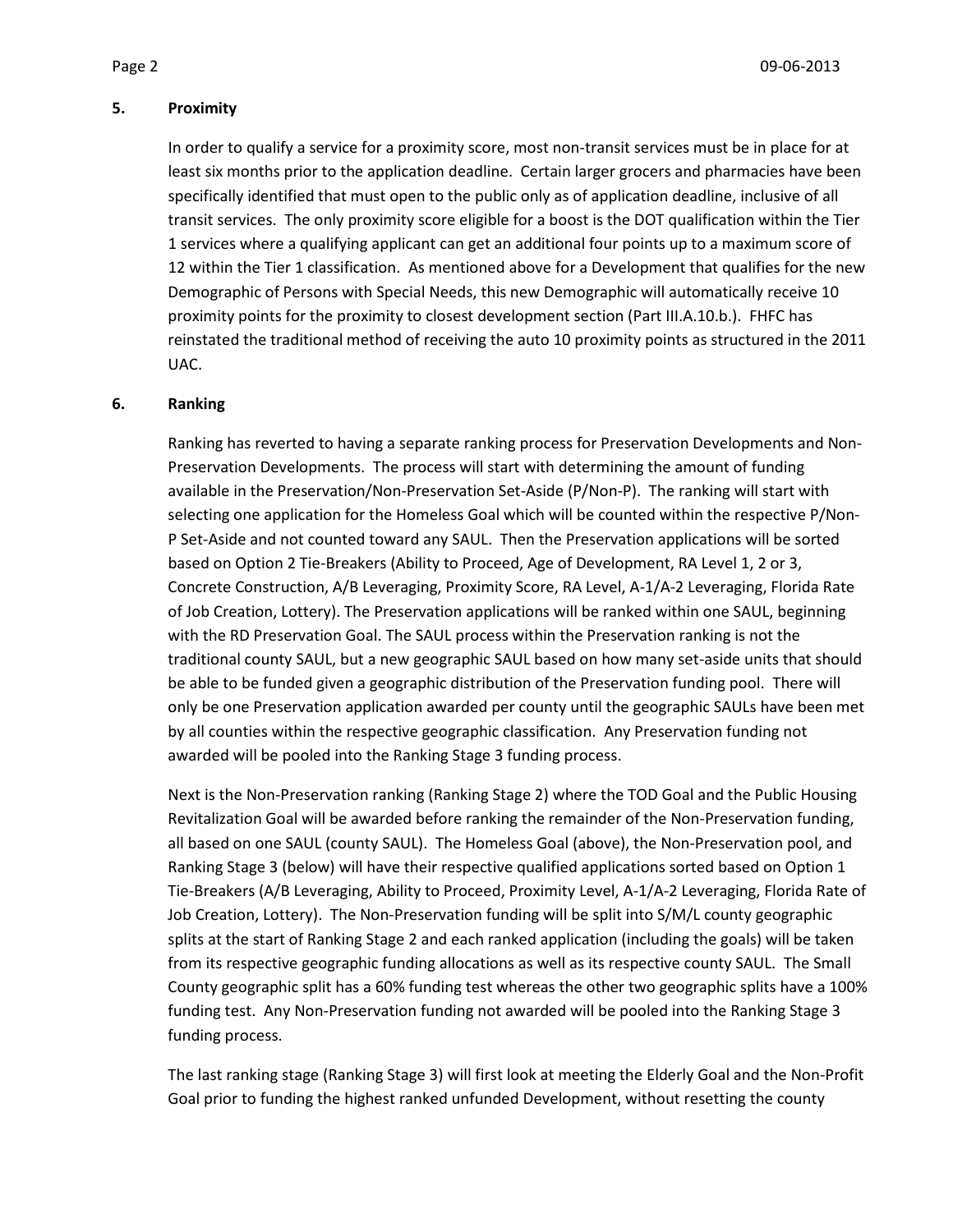**5. Proximity**

In order to qualify a service for a proximity score, most non-transit services must be in place for at least six months prior to the application deadline. Certain larger grocers and pharmacies have been specifically identified that must open to the public only as of application deadline, inclusive of all transit services. The only proximity score eligible for a boost is the DOT qualification within the Tier 1 services where a qualifying applicant can get an additional four points up to a maximum score of 12 within the Tier 1 classification. As mentioned above for a Development that qualifies for the new Demographic of Persons with Special Needs, this new Demographic will automatically receive 10 proximity points for the proximity to closest development section (Part III.A.10.b.). FHFC has reinstated the traditional method of receiving the auto 10 proximity points as structured in the 2011 UAC.

**6. Ranking**

Ranking has reverted to having a separate ranking process for Preservation Developments and Non-Preservation Developments. The process will start with determining the amount of funding available in the Preservation/Non-Preservation Set-Aside (P/Non-P). The ranking will start with selecting one application for the Homeless Goal which will be counted within the respective P/Non-P Set-Aside and not counted toward any SAUL. Then the Preservation applications will be sorted based on Option 2 Tie-Breakers (Ability to Proceed, Age of Development, RA Level 1, 2 or 3, Concrete Construction, A/B Leveraging, Proximity Score, RA Level, A-1/A-2 Leveraging, Florida Rate of Job Creation, Lottery). The Preservation applications will be ranked within one SAUL, beginning with the RD Preservation Goal. The SAUL process within the Preservation ranking is not the traditional county SAUL, but a new geographic SAUL based on how many set-aside units that should be able to be funded given a geographic distribution of the Preservation funding pool. There will only be one Preservation application awarded per county until the geographic SAULs have been met by all counties within the respective geographic classification. Any Preservation funding not awarded will be pooled into the Ranking Stage 3 funding process.

Next is the Non-Preservation ranking (Ranking Stage 2) where the TOD Goal and the Public Housing Revitalization Goal will be awarded before ranking the remainder of the Non-Preservation funding, all based on one SAUL (county SAUL). The Homeless Goal (above), the Non-Preservation pool, and Ranking Stage 3 (below) will have their respective qualified applications sorted based on Option 1 Tie-Breakers (A/B Leveraging, Ability to Proceed, Proximity Level, A-1/A-2 Leveraging, Florida Rate of Job Creation, Lottery). The Non-Preservation funding will be split into S/M/L county geographic splits at the start of Ranking Stage 2 and each ranked application (including the goals) will be taken from its respective geographic funding allocations as well as its respective county SAUL. The Small County geographic split has a 60% funding test whereas the other two geographic splits have a 100% funding test. Any Non-Preservation funding not awarded will be pooled into the Ranking Stage 3 funding process.

The last ranking stage (Ranking Stage 3) will first look at meeting the Elderly Goal and the Non-Profit Goal prior to funding the highest ranked unfunded Development, without resetting the county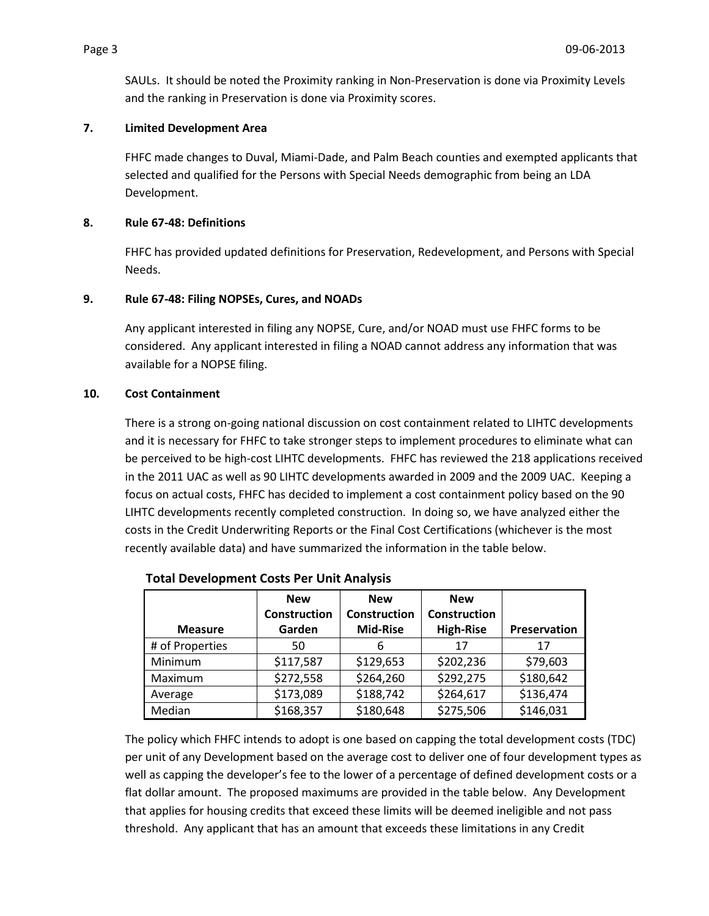SAULs. It should be noted the Proximity ranking in Non-Preservation is done via Proximity Levels and the ranking in Preservation is done via Proximity scores.

**7. Limited Development Area**

FHFC made changes to Duval, Miami-Dade, and Palm Beach counties and exempted applicants that selected and qualified for the Persons with Special Needs demographic from being an LDA Development.

**8. Rule 67-48: Definitions**

FHFC has provided updated definitions for Preservation, Redevelopment, and Persons with Special Needs.

**9. Rule 67-48: Filing NOPSEs, Cures, and NOADs**

Any applicant interested in filing any NOPSE, Cure, and/or NOAD must use FHFC forms to be considered. Any applicant interested in filing a NOAD cannot address any information that was available for a NOPSE filing.

**10. Cost Containment**

There is a strong on-going national discussion on cost containment related to LIHTC developments and it is necessary for FHFC to take stronger steps to implement procedures to eliminate what can be perceived to be high-cost LIHTC developments. FHFC has reviewed the 218 applications received in the 2011 UAC as well as 90 LIHTC developments awarded in 2009 and the 2009 UAC. Keeping a focus on actual costs, FHFC has decided to implement a cost containment policy based on the 90 LIHTC developments recently completed construction. In doing so, we have analyzed either the costs in the Credit Underwriting Reports or the Final Cost Certifications (whichever is the most recently available data) and have summarized the information in the table below.

**Total Development Costs Per Unit Analysis**

| Measure | New Construction Garden | New Construction Mid-Rise | New Construction High-Rise | Preservation |
|---|---|---|---|---|
| # of Properties | 50 | 6 | 17 | 17 |
| Minimum | $117,587 | $129,653 | $202,236 | $79,603 |
| Maximum | $272,558 | $264,260 | $292,275 | $180,642 |
| Average | $173,089 | $188,742 | $264,617 | $136,474 |
| Median | $168,357 | $180,648 | $275,506 | $146,031 |

The policy which FHFC intends to adopt is one based on capping the total development costs (TDC) per unit of any Development based on the average cost to deliver one of four development types as well as capping the developer's fee to the lower of a percentage of defined development costs or a flat dollar amount. The proposed maximums are provided in the table below. Any Development that applies for housing credits that exceed these limits will be deemed ineligible and not pass threshold. Any applicant that has an amount that exceeds these limitations in any Credit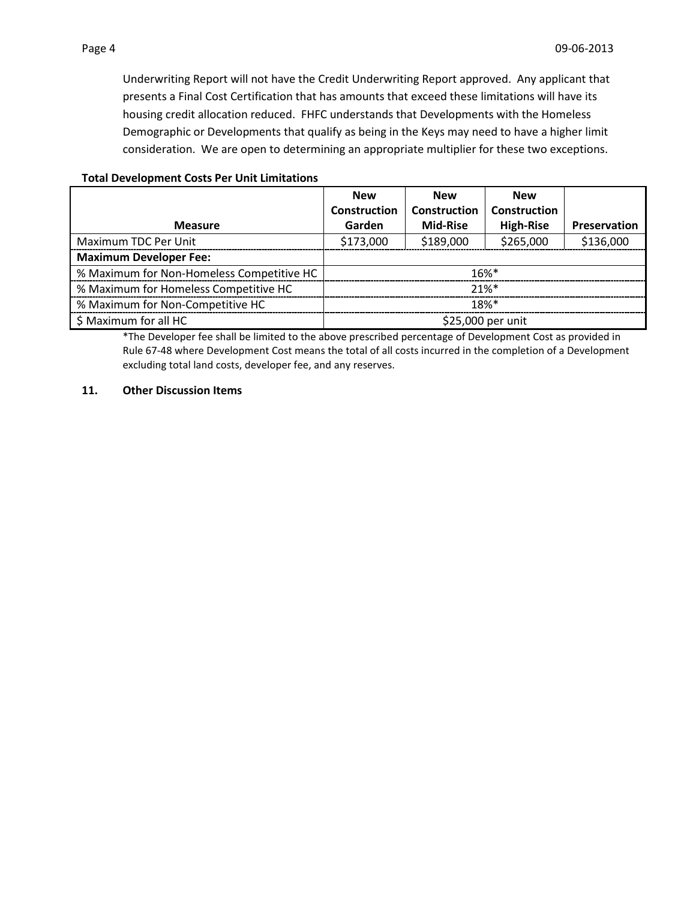Underwriting Report will not have the Credit Underwriting Report approved. Any applicant that presents a Final Cost Certification that has amounts that exceed these limitations will have its housing credit allocation reduced. FHFC understands that Developments with the Homeless Demographic or Developments that qualify as being in the Keys may need to have a higher limit consideration. We are open to determining an appropriate multiplier for these two exceptions.

**Total Development Costs Per Unit Limitations**

| Measure | New Construction Garden | New Construction Mid-Rise | New Construction High-Rise | Preservation |
|---|---|---|---|---|
| Maximum TDC Per Unit | $173,000 | $189,000 | $265,000 | $136,000 |
| **Maximum Developer Fee:** | | | | |
| % Maximum for Non-Homeless Competitive HC | 16%* | | | |
| % Maximum for Homeless Competitive HC | 21%* | | | |
| % Maximum for Non-Competitive HC | 18%* | | | |
| $ Maximum for all HC | $25,000 per unit | | | |

*The Developer fee shall be limited to the above prescribed percentage of Development Cost as provided in Rule 67-48 where Development Cost means the total of all costs incurred in the completion of a Development excluding total land costs, developer fee, and any reserves.

### 11. Other Discussion Items